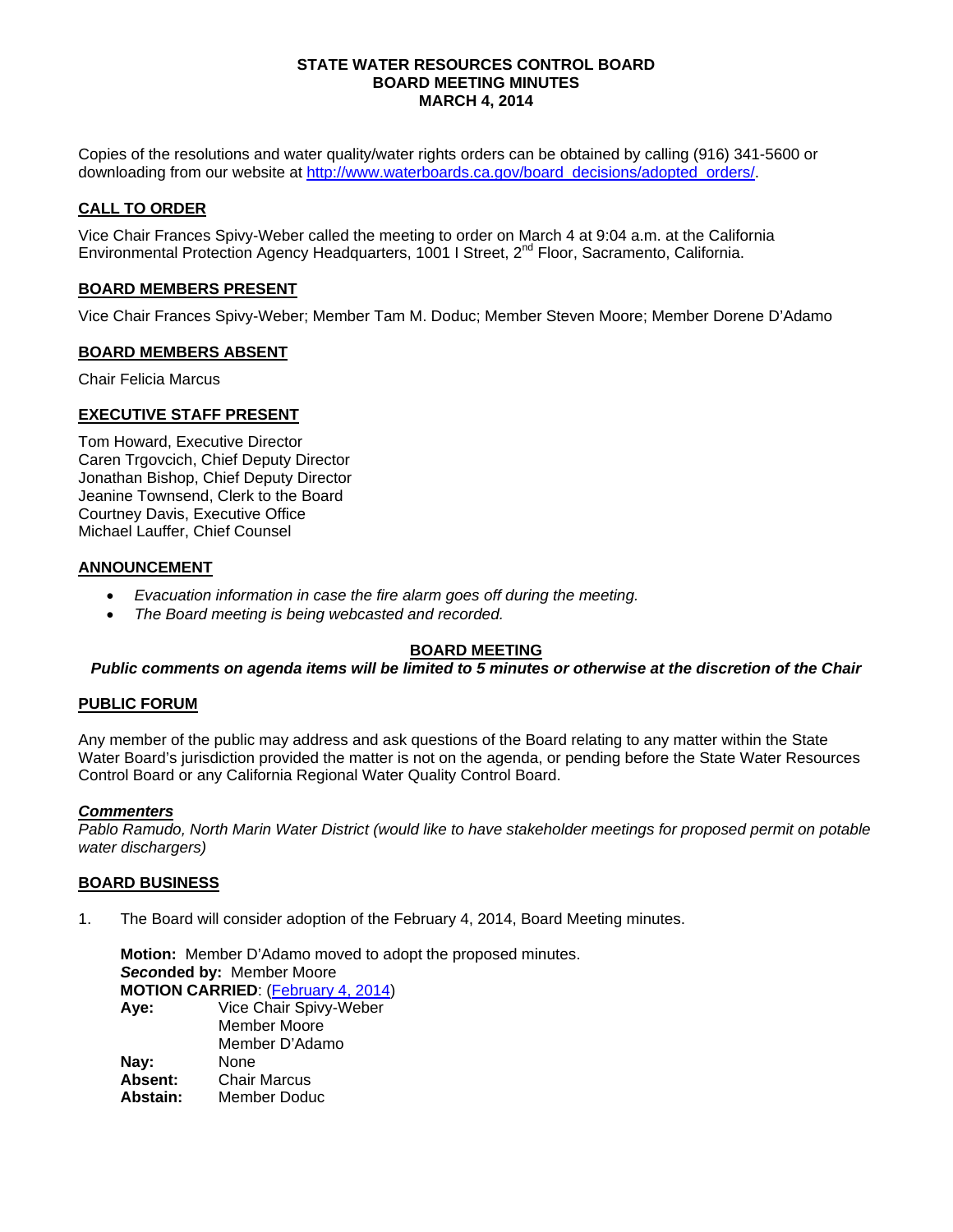**STATE WATER RESOURCES CONTROL BOARD**
**BOARD MEETING MINUTES**
**MARCH 4, 2014**

Copies of the resolutions and water quality/water rights orders can be obtained by calling (916) 341-5600 or downloading from our website at [http://www.waterboards.ca.gov/board_decisions/adopted_orders/](http://www.waterboards.ca.gov/board_decisions/adopted_orders/).

## CALL TO ORDER

Vice Chair Frances Spivy-Weber called the meeting to order on March 4 at 9:04 a.m. at the California Environmental Protection Agency Headquarters, 1001 I Street, 2nd Floor, Sacramento, California.

## BOARD MEMBERS PRESENT

Vice Chair Frances Spivy-Weber; Member Tam M. Doduc; Member Steven Moore; Member Dorene D'Adamo

## BOARD MEMBERS ABSENT

Chair Felicia Marcus

## EXECUTIVE STAFF PRESENT

Tom Howard, Executive Director
Caren Trgovcich, Chief Deputy Director
Jonathan Bishop, Chief Deputy Director
Jeanine Townsend, Clerk to the Board
Courtney Davis, Executive Office
Michael Lauffer, Chief Counsel

## ANNOUNCEMENT

- *Evacuation information in case the fire alarm goes off during the meeting.*
- *The Board meeting is being webcasted and recorded.*

## BOARD MEETING

***Public comments on agenda items will be limited to 5 minutes or otherwise at the discretion of the Chair***

## PUBLIC FORUM

Any member of the public may address and ask questions of the Board relating to any matter within the State Water Board's jurisdiction provided the matter is not on the agenda, or pending before the State Water Resources Control Board or any California Regional Water Quality Control Board.

***Commenters***

*Pablo Ramudo, North Marin Water District (would like to have stakeholder meetings for proposed permit on potable water dischargers)*

## BOARD BUSINESS

1. The Board will consider adoption of the February 4, 2014, Board Meeting minutes.

   **Motion:** Member D'Adamo moved to adopt the proposed minutes.
   ***Seco*nded by:** Member Moore
   **MOTION CARRIED**: (February 4, 2014)
   **Aye:** Vice Chair Spivy-Weber
   Member Moore
   Member D'Adamo
   **Nay:** None
   **Absent:** Chair Marcus
   **Abstain:** Member Doduc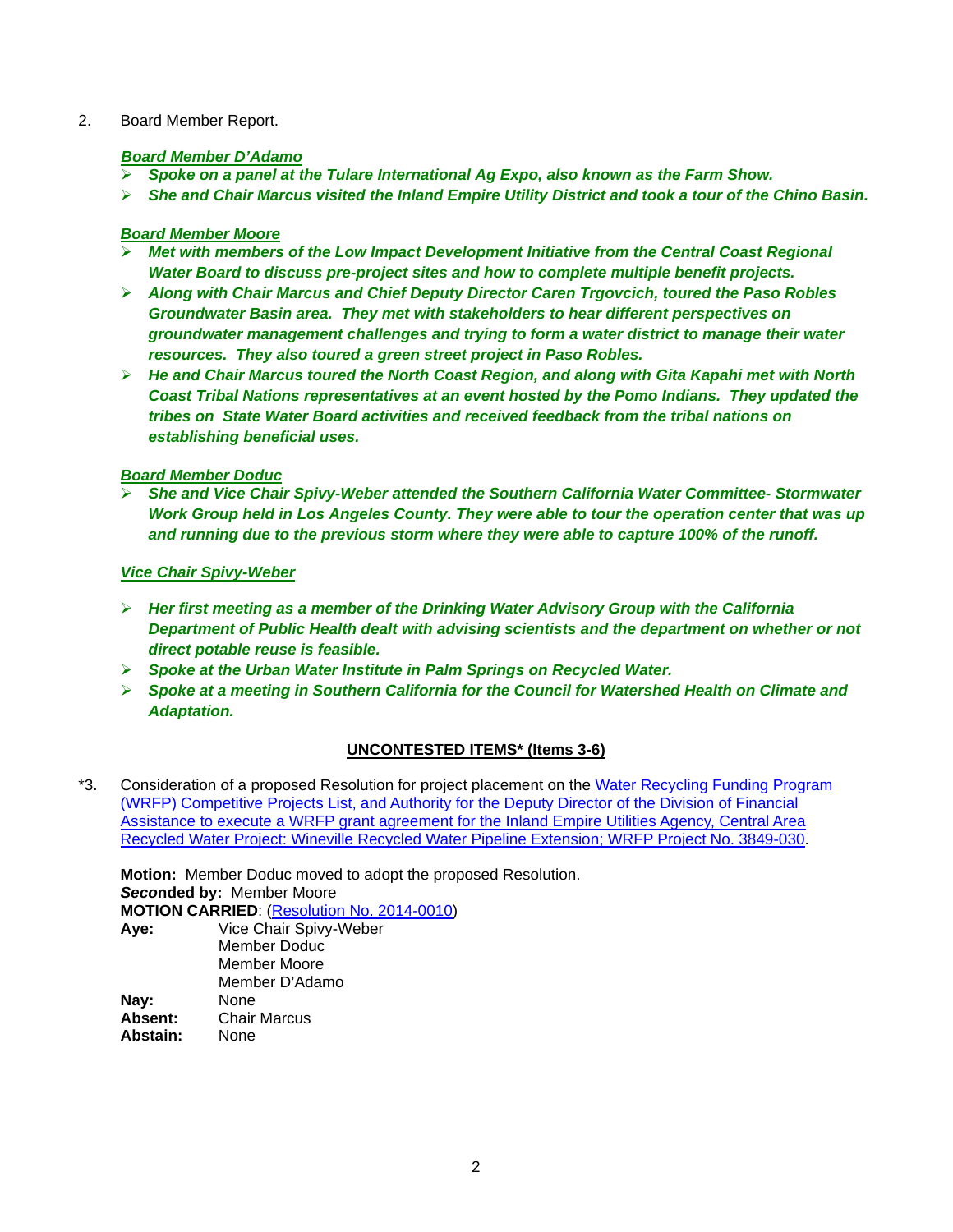2. Board Member Report.

***Board Member D'Adamo***

- ***Spoke on a panel at the Tulare International Ag Expo, also known as the Farm Show.***
- ***She and Chair Marcus visited the Inland Empire Utility District and took a tour of the Chino Basin.***

***Board Member Moore***

- ***Met with members of the Low Impact Development Initiative from the Central Coast Regional Water Board to discuss pre-project sites and how to complete multiple benefit projects.***
- ***Along with Chair Marcus and Chief Deputy Director Caren Trgovcich, toured the Paso Robles Groundwater Basin area. They met with stakeholders to hear different perspectives on groundwater management challenges and trying to form a water district to manage their water resources. They also toured a green street project in Paso Robles.***
- ***He and Chair Marcus toured the North Coast Region, and along with Gita Kapahi met with North Coast Tribal Nations representatives at an event hosted by the Pomo Indians. They updated the tribes on State Water Board activities and received feedback from the tribal nations on establishing beneficial uses.***

***Board Member Doduc***

- ***She and Vice Chair Spivy-Weber attended the Southern California Water Committee- Stormwater Work Group held in Los Angeles County. They were able to tour the operation center that was up and running due to the previous storm where they were able to capture 100% of the runoff.***

***Vice Chair Spivy-Weber***

- ***Her first meeting as a member of the Drinking Water Advisory Group with the California Department of Public Health dealt with advising scientists and the department on whether or not direct potable reuse is feasible.***
- ***Spoke at the Urban Water Institute in Palm Springs on Recycled Water.***
- ***Spoke at a meeting in Southern California for the Council for Watershed Health on Climate and Adaptation.***

**UNCONTESTED ITEMS* (Items 3-6)**

*3. Consideration of a proposed Resolution for project placement on the Water Recycling Funding Program (WRFP) Competitive Projects List, and Authority for the Deputy Director of the Division of Financial Assistance to execute a WRFP grant agreement for the Inland Empire Utilities Agency, Central Area Recycled Water Project: Wineville Recycled Water Pipeline Extension; WRFP Project No. 3849-030.

**Motion:** Member Doduc moved to adopt the proposed Resolution.
***Seco*nded by:** Member Moore
**MOTION CARRIED**: (Resolution No. 2014-0010)

| | |
|---|---|
| **Aye:** | Vice Chair Spivy-Weber |
| | Member Doduc |
| | Member Moore |
| | Member D'Adamo |
| **Nay:** | None |
| **Absent:** | Chair Marcus |
| **Abstain:** | None |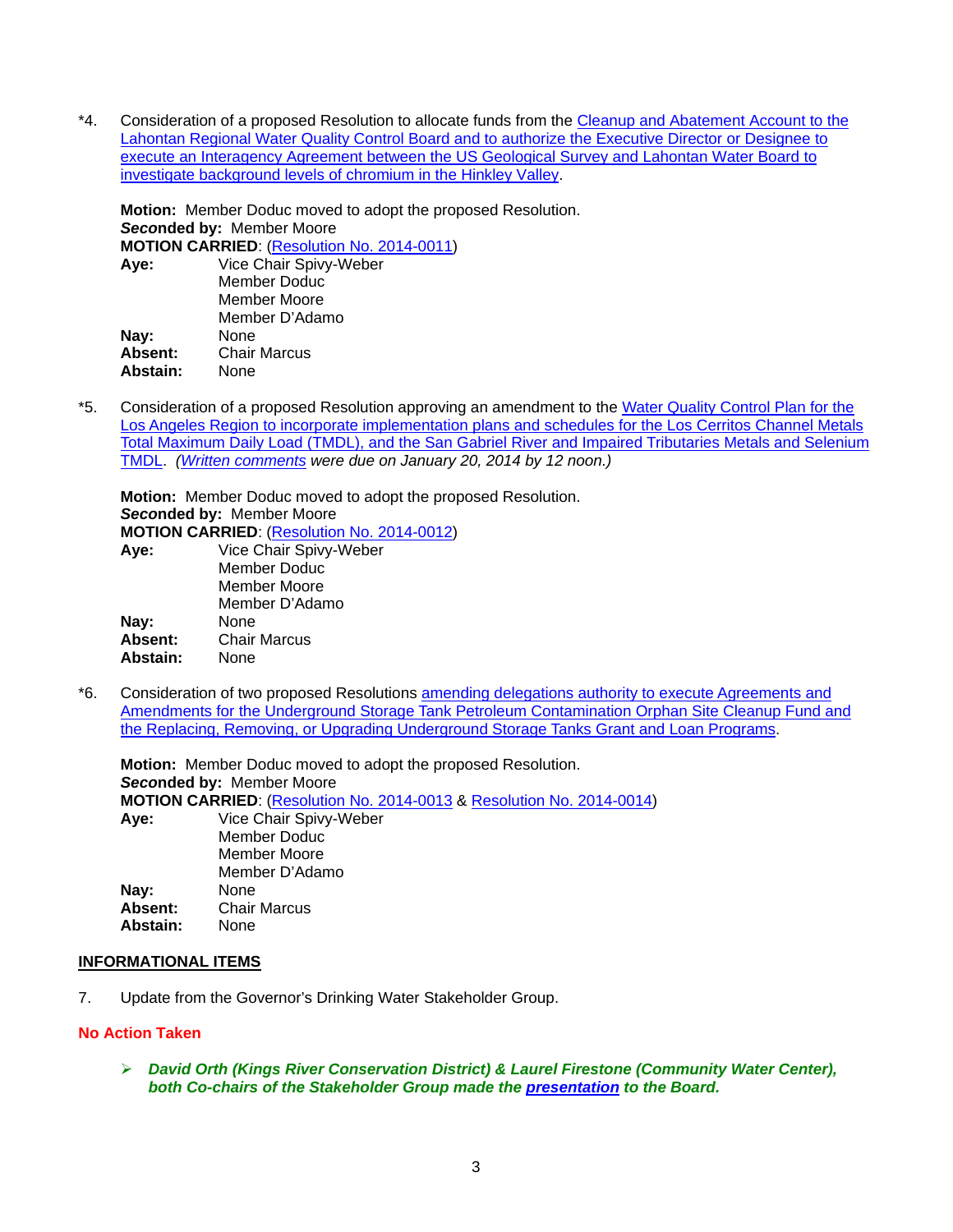*4. Consideration of a proposed Resolution to allocate funds from the Cleanup and Abatement Account to the Lahontan Regional Water Quality Control Board and to authorize the Executive Director or Designee to execute an Interagency Agreement between the US Geological Survey and Lahontan Water Board to investigate background levels of chromium in the Hinkley Valley.

**Motion:** Member Doduc moved to adopt the proposed Resolution.
***Seconded by:*** Member Moore
**MOTION CARRIED**: (Resolution No. 2014-0011)

| | |
|---|---|
| **Aye:** | Vice Chair Spivy-Weber |
| | Member Doduc |
| | Member Moore |
| | Member D'Adamo |
| **Nay:** | None |
| **Absent:** | Chair Marcus |
| **Abstain:** | None |

*5. Consideration of a proposed Resolution approving an amendment to the Water Quality Control Plan for the Los Angeles Region to incorporate implementation plans and schedules for the Los Cerritos Channel Metals Total Maximum Daily Load (TMDL), and the San Gabriel River and Impaired Tributaries Metals and Selenium TMDL. *(Written comments were due on January 20, 2014 by 12 noon.)*

**Motion:** Member Doduc moved to adopt the proposed Resolution.
***Seconded by:*** Member Moore
**MOTION CARRIED**: (Resolution No. 2014-0012)

| | |
|---|---|
| **Aye:** | Vice Chair Spivy-Weber |
| | Member Doduc |
| | Member Moore |
| | Member D'Adamo |
| **Nay:** | None |
| **Absent:** | Chair Marcus |
| **Abstain:** | None |

*6. Consideration of two proposed Resolutions amending delegations authority to execute Agreements and Amendments for the Underground Storage Tank Petroleum Contamination Orphan Site Cleanup Fund and the Replacing, Removing, or Upgrading Underground Storage Tanks Grant and Loan Programs.

**Motion:** Member Doduc moved to adopt the proposed Resolution.
***Seconded by:*** Member Moore
**MOTION CARRIED**: (Resolution No. 2014-0013 & Resolution No. 2014-0014)

| | |
|---|---|
| **Aye:** | Vice Chair Spivy-Weber |
| | Member Doduc |
| | Member Moore |
| | Member D'Adamo |
| **Nay:** | None |
| **Absent:** | Chair Marcus |
| **Abstain:** | None |

## INFORMATIONAL ITEMS

7. Update from the Governor's Drinking Water Stakeholder Group.

**No Action Taken**

- ***David Orth (Kings River Conservation District) & Laurel Firestone (Community Water Center), both Co-chairs of the Stakeholder Group made the presentation to the Board.***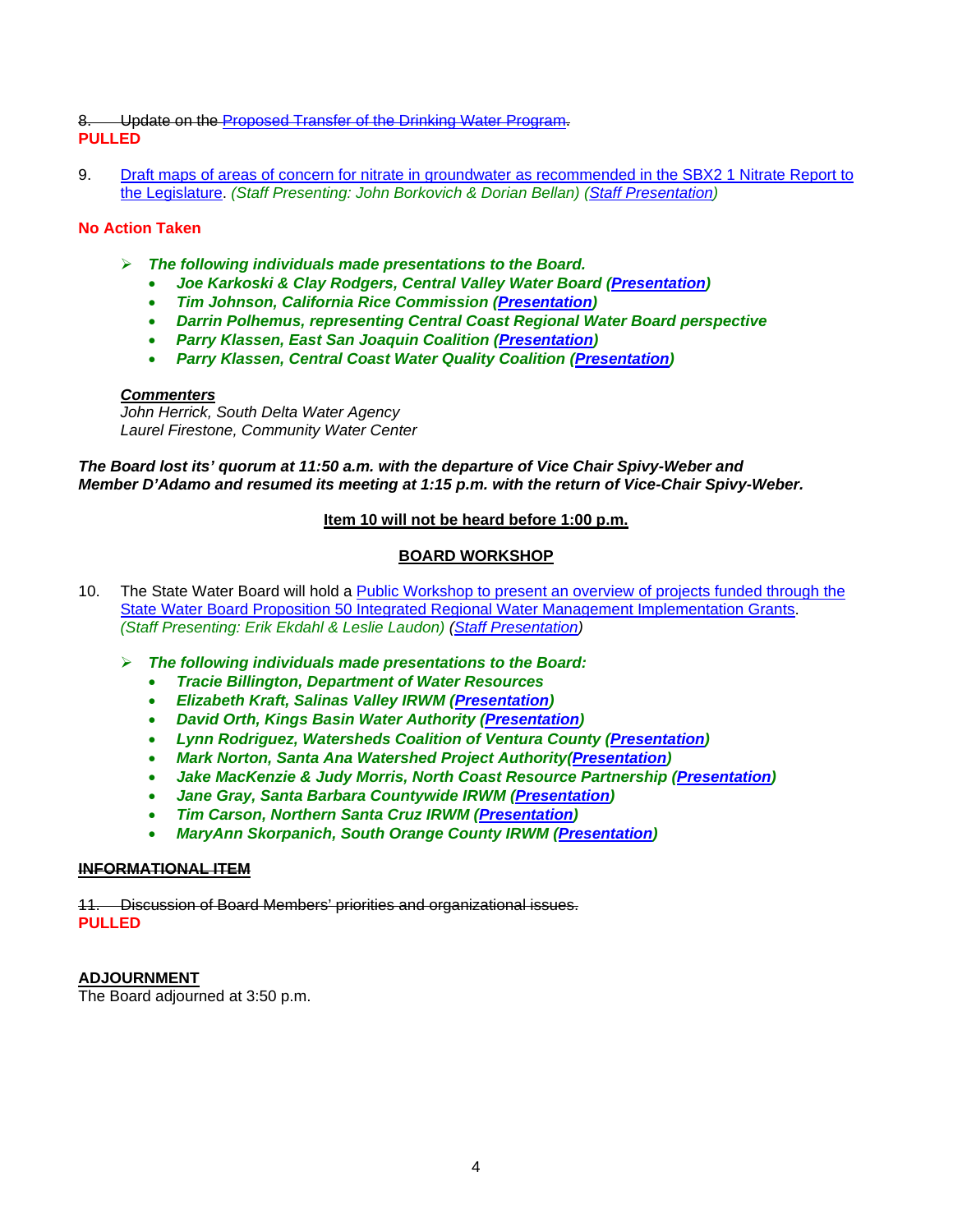~~8. Update on the Proposed Transfer of the Drinking Water Program.~~
**PULLED**

9. Draft maps of areas of concern for nitrate in groundwater as recommended in the SBX2 1 Nitrate Report to the Legislature. *(Staff Presenting: John Borkovich & Dorian Bellan) (Staff Presentation)*

**No Action Taken**

- ***The following individuals made presentations to the Board.***
  - ***Joe Karkoski & Clay Rodgers, Central Valley Water Board (Presentation)***
  - ***Tim Johnson, California Rice Commission (Presentation)***
  - ***Darrin Polhemus, representing Central Coast Regional Water Board perspective***
  - ***Parry Klassen, East San Joaquin Coalition (Presentation)***
  - ***Parry Klassen, Central Coast Water Quality Coalition (Presentation)***

***Commenters***
*John Herrick, South Delta Water Agency*
*Laurel Firestone, Community Water Center*

***The Board lost its' quorum at 11:50 a.m. with the departure of Vice Chair Spivy-Weber and Member D'Adamo and resumed its meeting at 1:15 p.m. with the return of Vice-Chair Spivy-Weber.***

**Item 10 will not be heard before 1:00 p.m.**

**BOARD WORKSHOP**

10. The State Water Board will hold a Public Workshop to present an overview of projects funded through the State Water Board Proposition 50 Integrated Regional Water Management Implementation Grants. *(Staff Presenting: Erik Ekdahl & Leslie Laudon) (Staff Presentation)*

- ***The following individuals made presentations to the Board:***
  - ***Tracie Billington, Department of Water Resources***
  - ***Elizabeth Kraft, Salinas Valley IRWM (Presentation)***
  - ***David Orth, Kings Basin Water Authority (Presentation)***
  - ***Lynn Rodriguez, Watersheds Coalition of Ventura County (Presentation)***
  - ***Mark Norton, Santa Ana Watershed Project Authority(Presentation)***
  - ***Jake MacKenzie & Judy Morris, North Coast Resource Partnership (Presentation)***
  - ***Jane Gray, Santa Barbara Countywide IRWM (Presentation)***
  - ***Tim Carson, Northern Santa Cruz IRWM (Presentation)***
  - ***MaryAnn Skorpanich, South Orange County IRWM (Presentation)***

~~**INFORMATIONAL ITEM**~~

~~11. Discussion of Board Members' priorities and organizational issues.~~
**PULLED**

**ADJOURNMENT**
The Board adjourned at 3:50 p.m.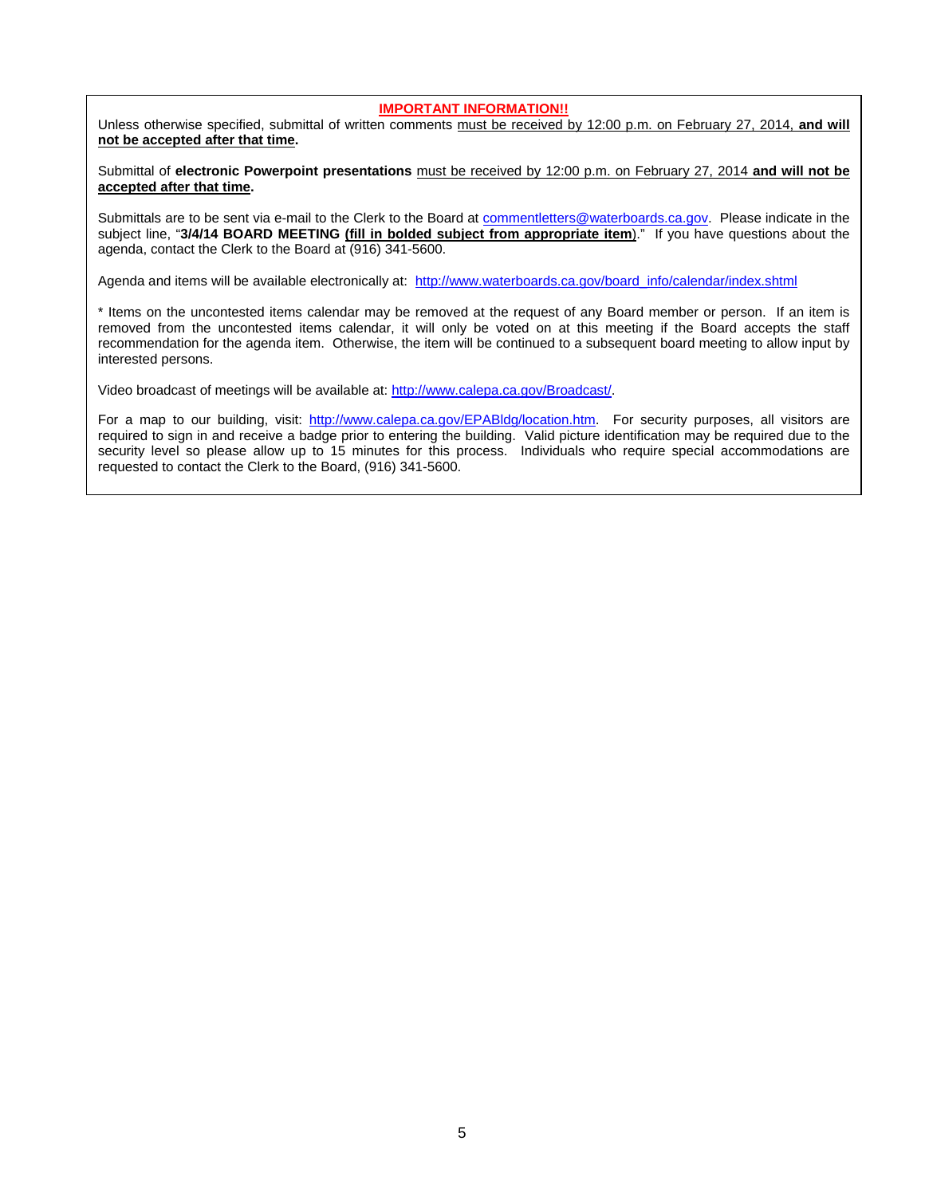**IMPORTANT INFORMATION!!**

Unless otherwise specified, submittal of written comments must be received by 12:00 p.m. on February 27, 2014, **and will not be accepted after that time.**

Submittal of **electronic Powerpoint presentations** must be received by 12:00 p.m. on February 27, 2014 **and will not be accepted after that time.**

Submittals are to be sent via e-mail to the Clerk to the Board at commentletters@waterboards.ca.gov. Please indicate in the subject line, "**3/4/14 BOARD MEETING (fill in bolded subject from appropriate item)**." If you have questions about the agenda, contact the Clerk to the Board at (916) 341-5600.

Agenda and items will be available electronically at: http://www.waterboards.ca.gov/board_info/calendar/index.shtml

* Items on the uncontested items calendar may be removed at the request of any Board member or person. If an item is removed from the uncontested items calendar, it will only be voted on at this meeting if the Board accepts the staff recommendation for the agenda item. Otherwise, the item will be continued to a subsequent board meeting to allow input by interested persons.

Video broadcast of meetings will be available at: http://www.calepa.ca.gov/Broadcast/.

For a map to our building, visit: http://www.calepa.ca.gov/EPABldg/location.htm. For security purposes, all visitors are required to sign in and receive a badge prior to entering the building. Valid picture identification may be required due to the security level so please allow up to 15 minutes for this process. Individuals who require special accommodations are requested to contact the Clerk to the Board, (916) 341-5600.